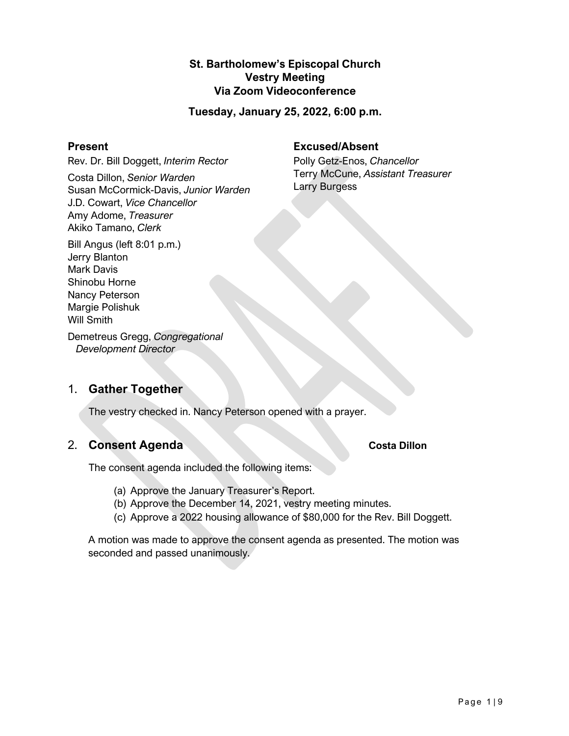**St. Bartholomew's Episcopal Church**
**Vestry Meeting**
**Via Zoom Videoconference**

**Tuesday, January 25, 2022, 6:00 p.m.**

**Present**

Rev. Dr. Bill Doggett, *Interim Rector*

Costa Dillon, *Senior Warden*
Susan McCormick-Davis, *Junior Warden*
J.D. Cowart, *Vice Chancellor*
Amy Adome, *Treasurer*
Akiko Tamano, *Clerk*

Bill Angus (left 8:01 p.m.)
Jerry Blanton
Mark Davis
Shinobu Horne
Nancy Peterson
Margie Polishuk
Will Smith

Demetreus Gregg, *Congregational Development Director*

**Excused/Absent**

Polly Getz-Enos, *Chancellor*
Terry McCune, *Assistant Treasurer*
Larry Burgess

## 1. Gather Together

The vestry checked in. Nancy Peterson opened with a prayer.

## 2. Consent Agenda — **Costa Dillon**

The consent agenda included the following items:

(a) Approve the January Treasurer's Report.
(b) Approve the December 14, 2021, vestry meeting minutes.
(c) Approve a 2022 housing allowance of $80,000 for the Rev. Bill Doggett.

A motion was made to approve the consent agenda as presented. The motion was seconded and passed unanimously.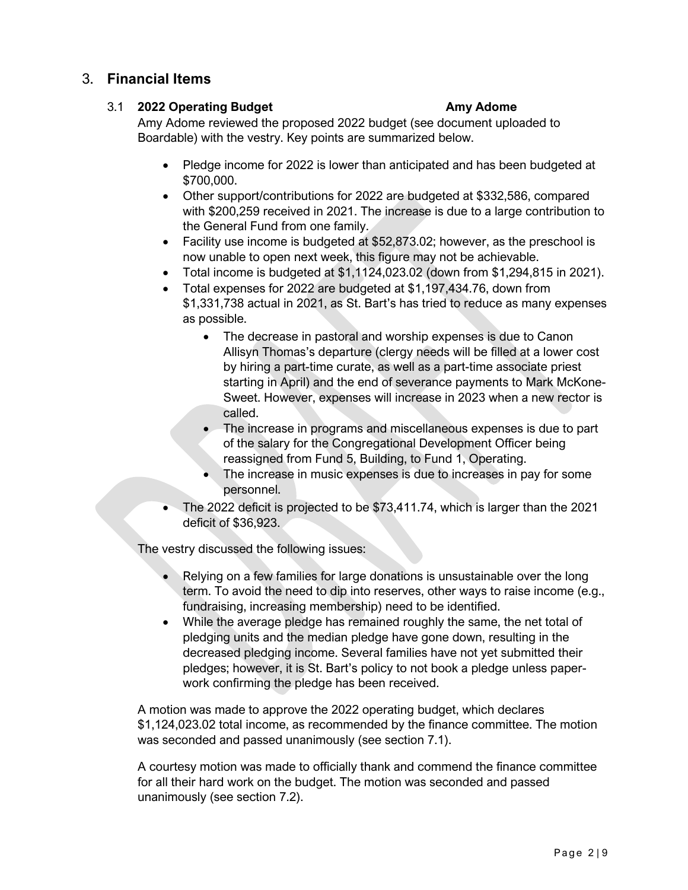## 3. **Financial Items**

### 3.1 **2022 Operating Budget** **Amy Adome**

Amy Adome reviewed the proposed 2022 budget (see document uploaded to Boardable) with the vestry. Key points are summarized below.

- Pledge income for 2022 is lower than anticipated and has been budgeted at $700,000.
- Other support/contributions for 2022 are budgeted at $332,586, compared with $200,259 received in 2021. The increase is due to a large contribution to the General Fund from one family.
- Facility use income is budgeted at $52,873.02; however, as the preschool is now unable to open next week, this figure may not be achievable.
- Total income is budgeted at $1,1124,023.02 (down from $1,294,815 in 2021).
- Total expenses for 2022 are budgeted at $1,197,434.76, down from $1,331,738 actual in 2021, as St. Bart's has tried to reduce as many expenses as possible.
    - The decrease in pastoral and worship expenses is due to Canon Allisyn Thomas's departure (clergy needs will be filled at a lower cost by hiring a part-time curate, as well as a part-time associate priest starting in April) and the end of severance payments to Mark McKone-Sweet. However, expenses will increase in 2023 when a new rector is called.
    - The increase in programs and miscellaneous expenses is due to part of the salary for the Congregational Development Officer being reassigned from Fund 5, Building, to Fund 1, Operating.
    - The increase in music expenses is due to increases in pay for some personnel.
- The 2022 deficit is projected to be $73,411.74, which is larger than the 2021 deficit of $36,923.

The vestry discussed the following issues:

- Relying on a few families for large donations is unsustainable over the long term. To avoid the need to dip into reserves, other ways to raise income (e.g., fundraising, increasing membership) need to be identified.
- While the average pledge has remained roughly the same, the net total of pledging units and the median pledge have gone down, resulting in the decreased pledging income. Several families have not yet submitted their pledges; however, it is St. Bart's policy to not book a pledge unless paper-work confirming the pledge has been received.

A motion was made to approve the 2022 operating budget, which declares $1,124,023.02 total income, as recommended by the finance committee. The motion was seconded and passed unanimously (see section 7.1).

A courtesy motion was made to officially thank and commend the finance committee for all their hard work on the budget. The motion was seconded and passed unanimously (see section 7.2).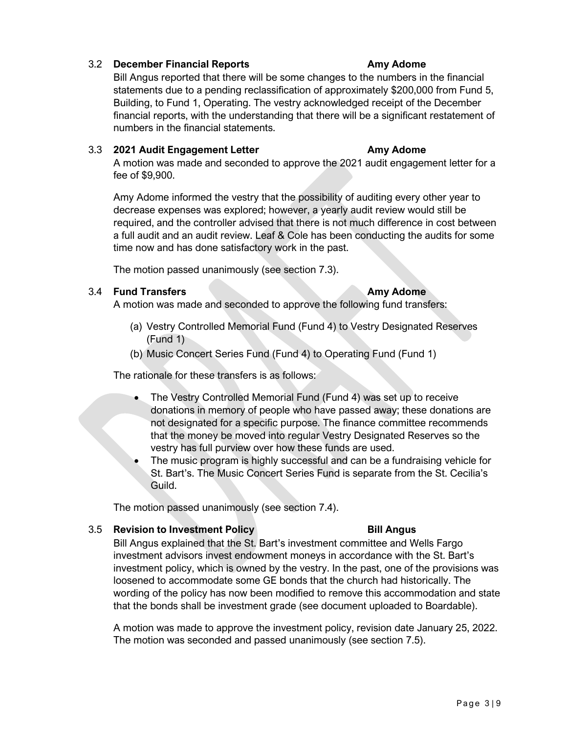### 3.2 December Financial Reports — Amy Adome

Bill Angus reported that there will be some changes to the numbers in the financial statements due to a pending reclassification of approximately $200,000 from Fund 5, Building, to Fund 1, Operating. The vestry acknowledged receipt of the December financial reports, with the understanding that there will be a significant restatement of numbers in the financial statements.

### 3.3 2021 Audit Engagement Letter — Amy Adome

A motion was made and seconded to approve the 2021 audit engagement letter for a fee of $9,900.

Amy Adome informed the vestry that the possibility of auditing every other year to decrease expenses was explored; however, a yearly audit review would still be required, and the controller advised that there is not much difference in cost between a full audit and an audit review. Leaf & Cole has been conducting the audits for some time now and has done satisfactory work in the past.

The motion passed unanimously (see section 7.3).

### 3.4 Fund Transfers — Amy Adome

A motion was made and seconded to approve the following fund transfers:

(a) Vestry Controlled Memorial Fund (Fund 4) to Vestry Designated Reserves (Fund 1)
(b) Music Concert Series Fund (Fund 4) to Operating Fund (Fund 1)

The rationale for these transfers is as follows:

- The Vestry Controlled Memorial Fund (Fund 4) was set up to receive donations in memory of people who have passed away; these donations are not designated for a specific purpose. The finance committee recommends that the money be moved into regular Vestry Designated Reserves so the vestry has full purview over how these funds are used.
- The music program is highly successful and can be a fundraising vehicle for St. Bart's. The Music Concert Series Fund is separate from the St. Cecilia's Guild.

The motion passed unanimously (see section 7.4).

### 3.5 Revision to Investment Policy — Bill Angus

Bill Angus explained that the St. Bart's investment committee and Wells Fargo investment advisors invest endowment moneys in accordance with the St. Bart's investment policy, which is owned by the vestry. In the past, one of the provisions was loosened to accommodate some GE bonds that the church had historically. The wording of the policy has now been modified to remove this accommodation and state that the bonds shall be investment grade (see document uploaded to Boardable).

A motion was made to approve the investment policy, revision date January 25, 2022. The motion was seconded and passed unanimously (see section 7.5).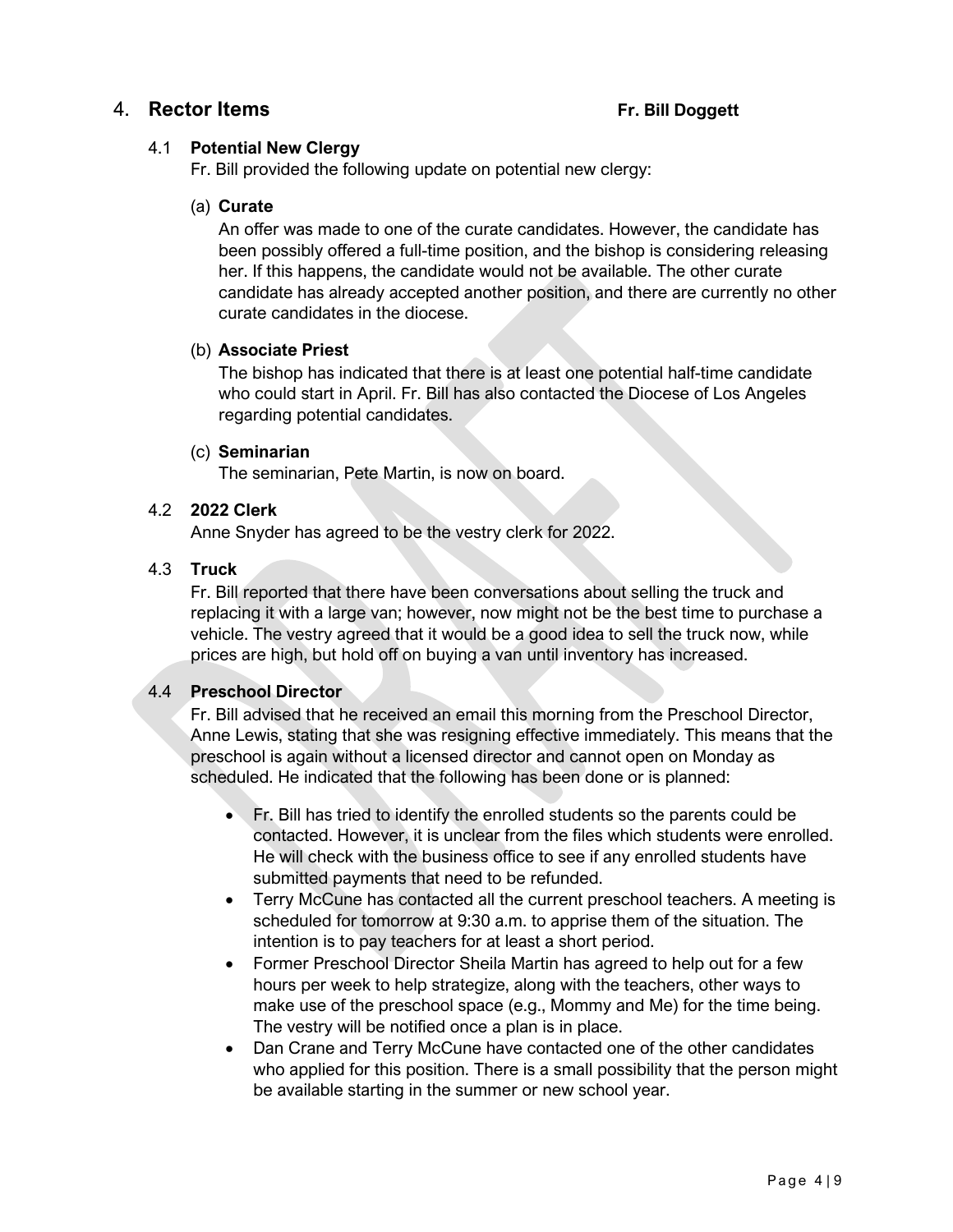## 4. Rector Items **Fr. Bill Doggett**

### 4.1 Potential New Clergy

Fr. Bill provided the following update on potential new clergy:

(a) **Curate**

An offer was made to one of the curate candidates. However, the candidate has been possibly offered a full-time position, and the bishop is considering releasing her. If this happens, the candidate would not be available. The other curate candidate has already accepted another position, and there are currently no other curate candidates in the diocese.

(b) **Associate Priest**

The bishop has indicated that there is at least one potential half-time candidate who could start in April. Fr. Bill has also contacted the Diocese of Los Angeles regarding potential candidates.

(c) **Seminarian**

The seminarian, Pete Martin, is now on board.

### 4.2 2022 Clerk

Anne Snyder has agreed to be the vestry clerk for 2022.

### 4.3 Truck

Fr. Bill reported that there have been conversations about selling the truck and replacing it with a large van; however, now might not be the best time to purchase a vehicle. The vestry agreed that it would be a good idea to sell the truck now, while prices are high, but hold off on buying a van until inventory has increased.

### 4.4 Preschool Director

Fr. Bill advised that he received an email this morning from the Preschool Director, Anne Lewis, stating that she was resigning effective immediately. This means that the preschool is again without a licensed director and cannot open on Monday as scheduled. He indicated that the following has been done or is planned:

- Fr. Bill has tried to identify the enrolled students so the parents could be contacted. However, it is unclear from the files which students were enrolled. He will check with the business office to see if any enrolled students have submitted payments that need to be refunded.
- Terry McCune has contacted all the current preschool teachers. A meeting is scheduled for tomorrow at 9:30 a.m. to apprise them of the situation. The intention is to pay teachers for at least a short period.
- Former Preschool Director Sheila Martin has agreed to help out for a few hours per week to help strategize, along with the teachers, other ways to make use of the preschool space (e.g., Mommy and Me) for the time being. The vestry will be notified once a plan is in place.
- Dan Crane and Terry McCune have contacted one of the other candidates who applied for this position. There is a small possibility that the person might be available starting in the summer or new school year.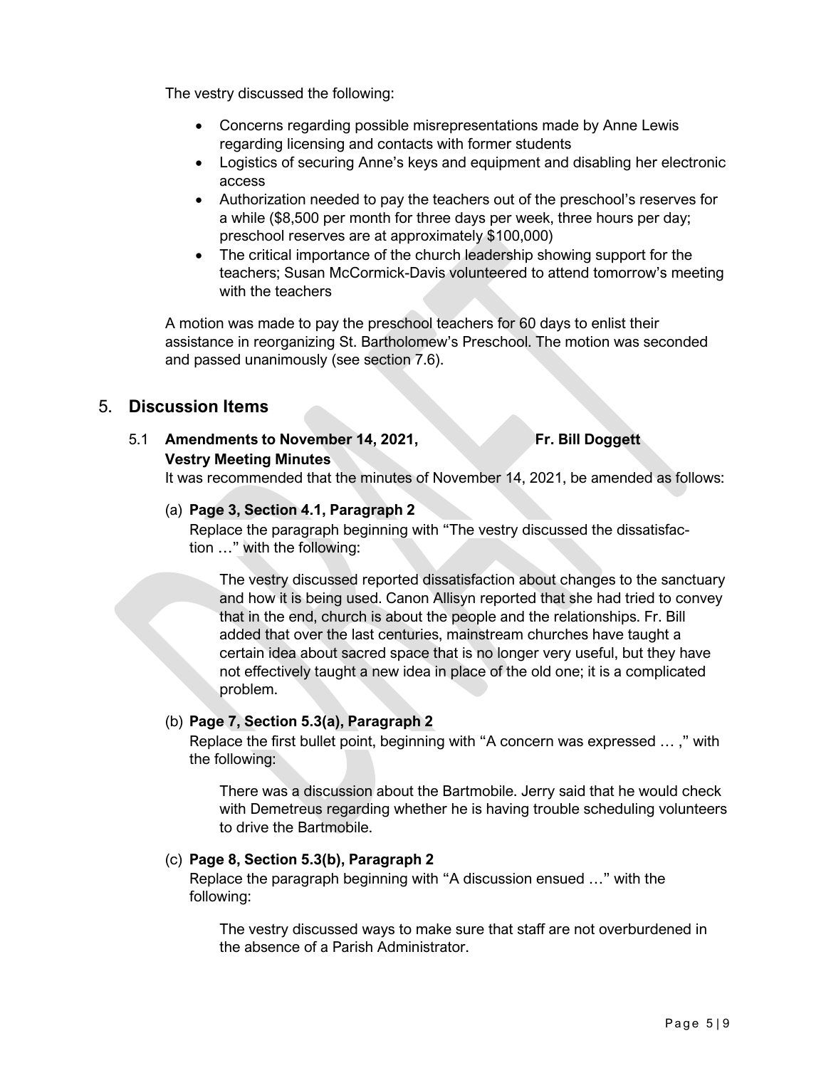The vestry discussed the following:

- Concerns regarding possible misrepresentations made by Anne Lewis regarding licensing and contacts with former students
- Logistics of securing Anne's keys and equipment and disabling her electronic access
- Authorization needed to pay the teachers out of the preschool's reserves for a while ($8,500 per month for three days per week, three hours per day; preschool reserves are at approximately $100,000)
- The critical importance of the church leadership showing support for the teachers; Susan McCormick-Davis volunteered to attend tomorrow's meeting with the teachers

A motion was made to pay the preschool teachers for 60 days to enlist their assistance in reorganizing St. Bartholomew's Preschool. The motion was seconded and passed unanimously (see section 7.6).

## 5. Discussion Items

### 5.1 Amendments to November 14, 2021, Vestry Meeting Minutes — Fr. Bill Doggett

It was recommended that the minutes of November 14, 2021, be amended as follows:

(a) **Page 3, Section 4.1, Paragraph 2**

Replace the paragraph beginning with "The vestry discussed the dissatisfaction …" with the following:

> The vestry discussed reported dissatisfaction about changes to the sanctuary and how it is being used. Canon Allisyn reported that she had tried to convey that in the end, church is about the people and the relationships. Fr. Bill added that over the last centuries, mainstream churches have taught a certain idea about sacred space that is no longer very useful, but they have not effectively taught a new idea in place of the old one; it is a complicated problem.

(b) **Page 7, Section 5.3(a), Paragraph 2**

Replace the first bullet point, beginning with "A concern was expressed … ," with the following:

> There was a discussion about the Bartmobile. Jerry said that he would check with Demetreus regarding whether he is having trouble scheduling volunteers to drive the Bartmobile.

(c) **Page 8, Section 5.3(b), Paragraph 2**

Replace the paragraph beginning with "A discussion ensued …" with the following:

> The vestry discussed ways to make sure that staff are not overburdened in the absence of a Parish Administrator.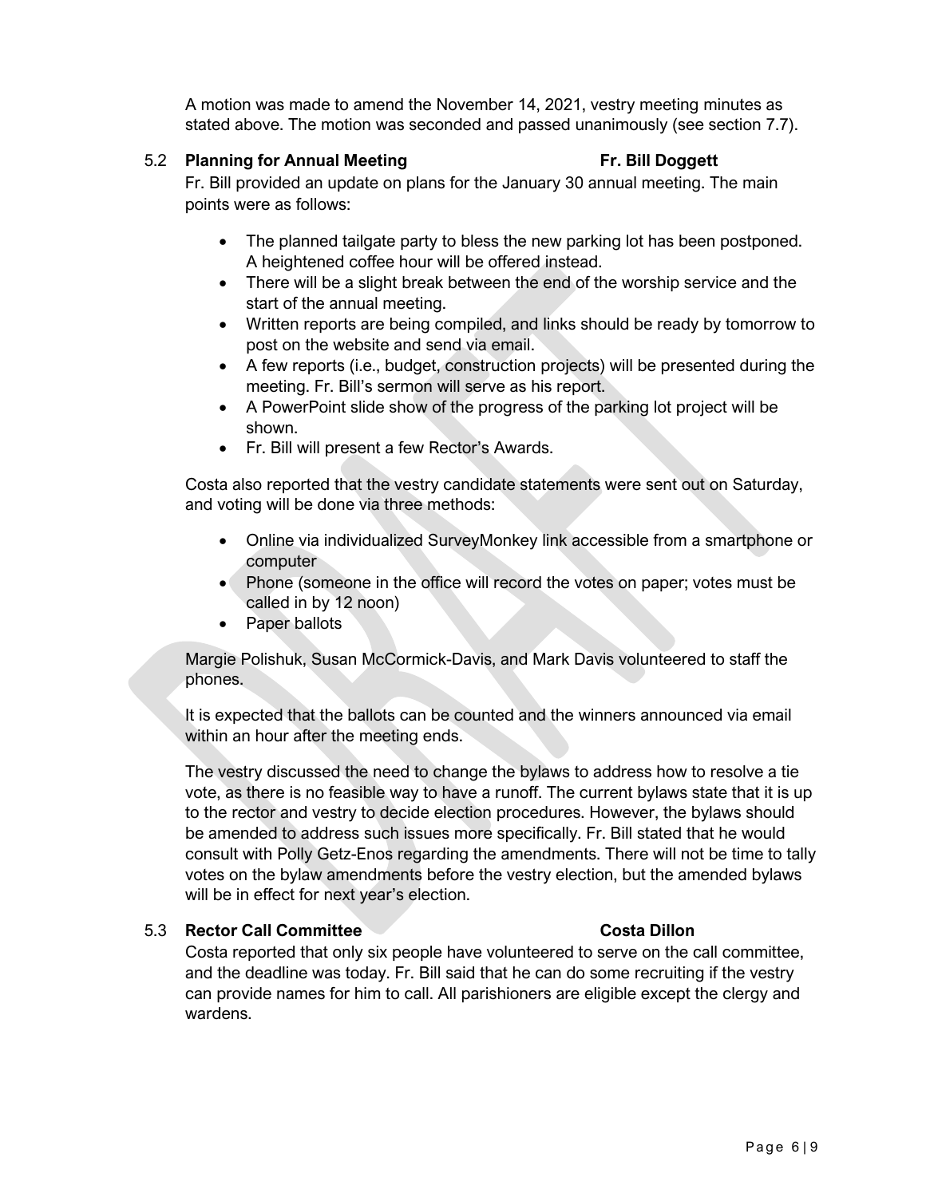A motion was made to amend the November 14, 2021, vestry meeting minutes as stated above. The motion was seconded and passed unanimously (see section 7.7).

### 5.2 Planning for Annual Meeting — Fr. Bill Doggett

Fr. Bill provided an update on plans for the January 30 annual meeting. The main points were as follows:

- The planned tailgate party to bless the new parking lot has been postponed. A heightened coffee hour will be offered instead.
- There will be a slight break between the end of the worship service and the start of the annual meeting.
- Written reports are being compiled, and links should be ready by tomorrow to post on the website and send via email.
- A few reports (i.e., budget, construction projects) will be presented during the meeting. Fr. Bill's sermon will serve as his report.
- A PowerPoint slide show of the progress of the parking lot project will be shown.
- Fr. Bill will present a few Rector's Awards.

Costa also reported that the vestry candidate statements were sent out on Saturday, and voting will be done via three methods:

- Online via individualized SurveyMonkey link accessible from a smartphone or computer
- Phone (someone in the office will record the votes on paper; votes must be called in by 12 noon)
- Paper ballots

Margie Polishuk, Susan McCormick-Davis, and Mark Davis volunteered to staff the phones.

It is expected that the ballots can be counted and the winners announced via email within an hour after the meeting ends.

The vestry discussed the need to change the bylaws to address how to resolve a tie vote, as there is no feasible way to have a runoff. The current bylaws state that it is up to the rector and vestry to decide election procedures. However, the bylaws should be amended to address such issues more specifically. Fr. Bill stated that he would consult with Polly Getz-Enos regarding the amendments. There will not be time to tally votes on the bylaw amendments before the vestry election, but the amended bylaws will be in effect for next year's election.

### 5.3 Rector Call Committee — Costa Dillon

Costa reported that only six people have volunteered to serve on the call committee, and the deadline was today. Fr. Bill said that he can do some recruiting if the vestry can provide names for him to call. All parishioners are eligible except the clergy and wardens.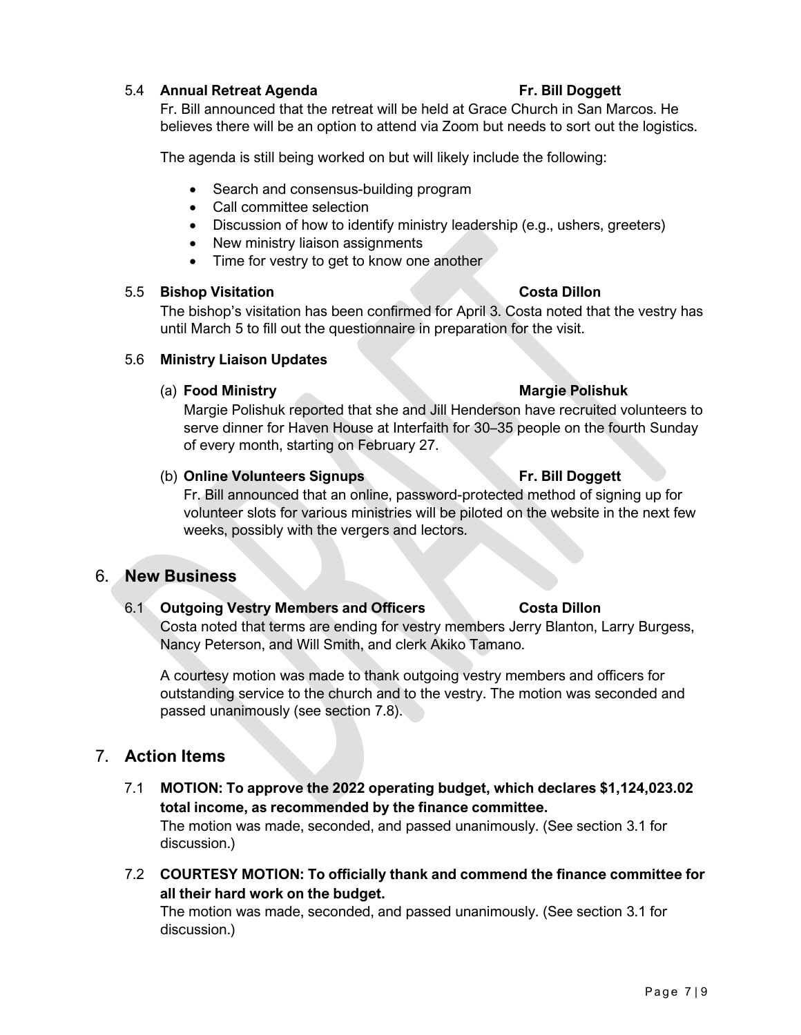### 5.4 **Annual Retreat Agenda** — **Fr. Bill Doggett**

Fr. Bill announced that the retreat will be held at Grace Church in San Marcos. He believes there will be an option to attend via Zoom but needs to sort out the logistics.

The agenda is still being worked on but will likely include the following:

- Search and consensus-building program
- Call committee selection
- Discussion of how to identify ministry leadership (e.g., ushers, greeters)
- New ministry liaison assignments
- Time for vestry to get to know one another

### 5.5 **Bishop Visitation** — **Costa Dillon**

The bishop's visitation has been confirmed for April 3. Costa noted that the vestry has until March 5 to fill out the questionnaire in preparation for the visit.

### 5.6 **Ministry Liaison Updates**

(a) **Food Ministry** — **Margie Polishuk**

Margie Polishuk reported that she and Jill Henderson have recruited volunteers to serve dinner for Haven House at Interfaith for 30–35 people on the fourth Sunday of every month, starting on February 27.

(b) **Online Volunteers Signups** — **Fr. Bill Doggett**

Fr. Bill announced that an online, password-protected method of signing up for volunteer slots for various ministries will be piloted on the website in the next few weeks, possibly with the vergers and lectors.

## 6. New Business

### 6.1 **Outgoing Vestry Members and Officers** — **Costa Dillon**

Costa noted that terms are ending for vestry members Jerry Blanton, Larry Burgess, Nancy Peterson, and Will Smith, and clerk Akiko Tamano.

A courtesy motion was made to thank outgoing vestry members and officers for outstanding service to the church and to the vestry. The motion was seconded and passed unanimously (see section 7.8).

## 7. Action Items

### 7.1 **MOTION: To approve the 2022 operating budget, which declares $1,124,023.02 total income, as recommended by the finance committee.**

The motion was made, seconded, and passed unanimously. (See section 3.1 for discussion.)

### 7.2 **COURTESY MOTION: To officially thank and commend the finance committee for all their hard work on the budget.**

The motion was made, seconded, and passed unanimously. (See section 3.1 for discussion.)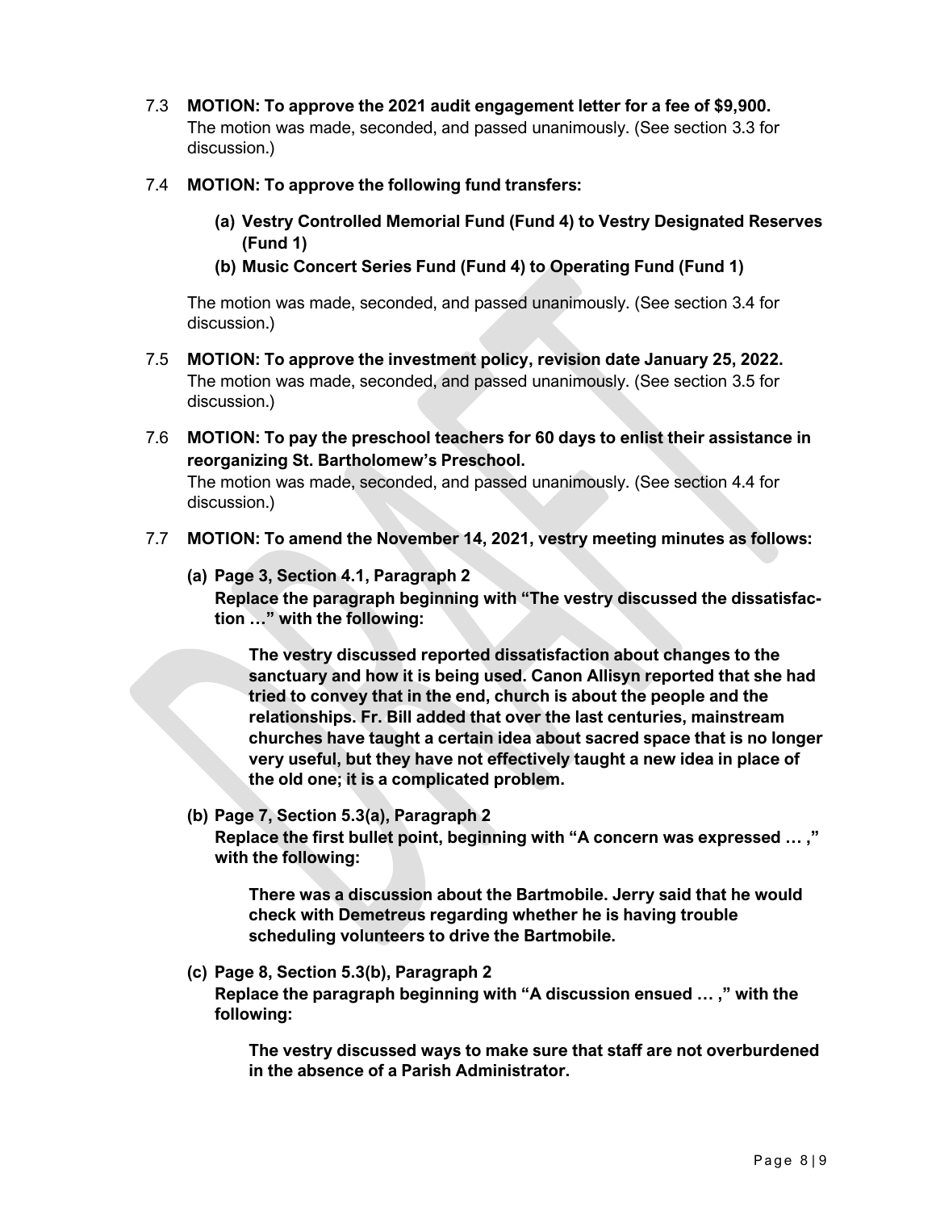7.3 **MOTION: To approve the 2021 audit engagement letter for a fee of $9,900.**
The motion was made, seconded, and passed unanimously. (See section 3.3 for discussion.)

7.4 **MOTION: To approve the following fund transfers:**

- **(a) Vestry Controlled Memorial Fund (Fund 4) to Vestry Designated Reserves (Fund 1)**
- **(b) Music Concert Series Fund (Fund 4) to Operating Fund (Fund 1)**

The motion was made, seconded, and passed unanimously. (See section 3.4 for discussion.)

7.5 **MOTION: To approve the investment policy, revision date January 25, 2022.**
The motion was made, seconded, and passed unanimously. (See section 3.5 for discussion.)

7.6 **MOTION: To pay the preschool teachers for 60 days to enlist their assistance in reorganizing St. Bartholomew's Preschool.**
The motion was made, seconded, and passed unanimously. (See section 4.4 for discussion.)

7.7 **MOTION: To amend the November 14, 2021, vestry meeting minutes as follows:**

**(a) Page 3, Section 4.1, Paragraph 2**
**Replace the paragraph beginning with "The vestry discussed the dissatisfaction …" with the following:**

> **The vestry discussed reported dissatisfaction about changes to the sanctuary and how it is being used. Canon Allisyn reported that she had tried to convey that in the end, church is about the people and the relationships. Fr. Bill added that over the last centuries, mainstream churches have taught a certain idea about sacred space that is no longer very useful, but they have not effectively taught a new idea in place of the old one; it is a complicated problem.**

**(b) Page 7, Section 5.3(a), Paragraph 2**
**Replace the first bullet point, beginning with "A concern was expressed … ," with the following:**

> **There was a discussion about the Bartmobile. Jerry said that he would check with Demetreus regarding whether he is having trouble scheduling volunteers to drive the Bartmobile.**

**(c) Page 8, Section 5.3(b), Paragraph 2**
**Replace the paragraph beginning with "A discussion ensued … ," with the following:**

> **The vestry discussed ways to make sure that staff are not overburdened in the absence of a Parish Administrator.**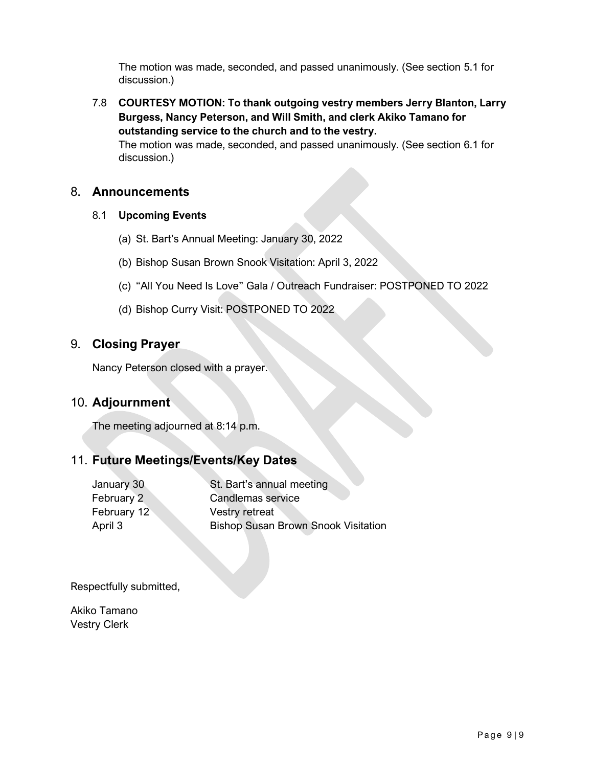The motion was made, seconded, and passed unanimously. (See section 5.1 for discussion.)

7.8 **COURTESY MOTION: To thank outgoing vestry members Jerry Blanton, Larry Burgess, Nancy Peterson, and Will Smith, and clerk Akiko Tamano for outstanding service to the church and to the vestry.**
The motion was made, seconded, and passed unanimously. (See section 6.1 for discussion.)

## 8. Announcements

### 8.1 Upcoming Events

(a) St. Bart's Annual Meeting: January 30, 2022

(b) Bishop Susan Brown Snook Visitation: April 3, 2022

(c) "All You Need Is Love" Gala / Outreach Fundraiser: POSTPONED TO 2022

(d) Bishop Curry Visit: POSTPONED TO 2022

## 9. Closing Prayer

Nancy Peterson closed with a prayer.

## 10. Adjournment

The meeting adjourned at 8:14 p.m.

## 11. Future Meetings/Events/Key Dates

| | |
|---|---|
| January 30 | St. Bart's annual meeting |
| February 2 | Candlemas service |
| February 12 | Vestry retreat |
| April 3 | Bishop Susan Brown Snook Visitation |

Respectfully submitted,

Akiko Tamano
Vestry Clerk